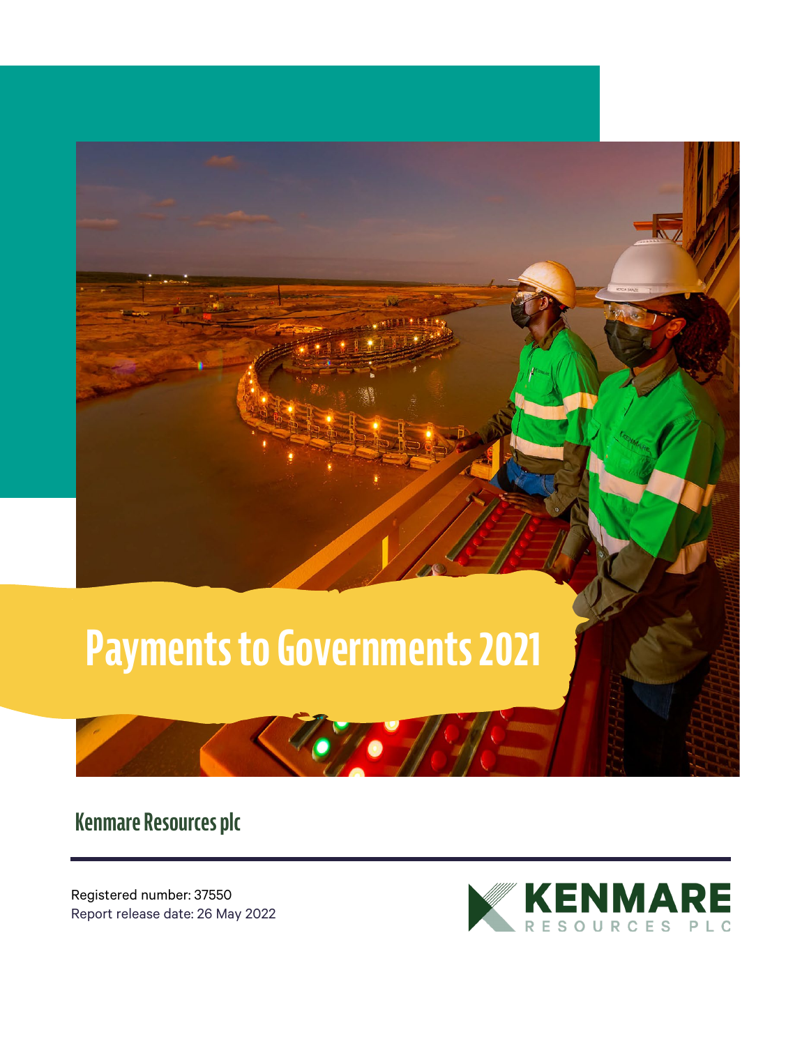# Payments to Governments 2021

## Kenmare Resources plc

Registered number: 37550
Report release date: 26 May 2022

KENMARE RESOURCES PLC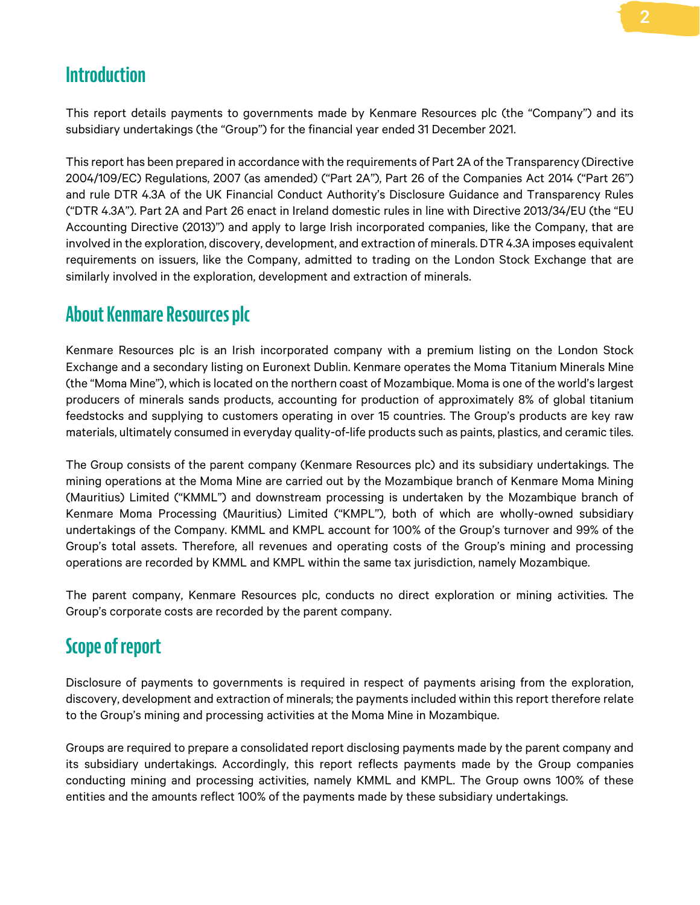## Introduction

This report details payments to governments made by Kenmare Resources plc (the "Company") and its subsidiary undertakings (the "Group") for the financial year ended 31 December 2021.

This report has been prepared in accordance with the requirements of Part 2A of the Transparency (Directive 2004/109/EC) Regulations, 2007 (as amended) ("Part 2A"), Part 26 of the Companies Act 2014 ("Part 26") and rule DTR 4.3A of the UK Financial Conduct Authority's Disclosure Guidance and Transparency Rules ("DTR 4.3A"). Part 2A and Part 26 enact in Ireland domestic rules in line with Directive 2013/34/EU (the "EU Accounting Directive (2013)") and apply to large Irish incorporated companies, like the Company, that are involved in the exploration, discovery, development, and extraction of minerals. DTR 4.3A imposes equivalent requirements on issuers, like the Company, admitted to trading on the London Stock Exchange that are similarly involved in the exploration, development and extraction of minerals.

## About Kenmare Resources plc

Kenmare Resources plc is an Irish incorporated company with a premium listing on the London Stock Exchange and a secondary listing on Euronext Dublin. Kenmare operates the Moma Titanium Minerals Mine (the "Moma Mine"), which is located on the northern coast of Mozambique. Moma is one of the world's largest producers of minerals sands products, accounting for production of approximately 8% of global titanium feedstocks and supplying to customers operating in over 15 countries. The Group's products are key raw materials, ultimately consumed in everyday quality-of-life products such as paints, plastics, and ceramic tiles.

The Group consists of the parent company (Kenmare Resources plc) and its subsidiary undertakings. The mining operations at the Moma Mine are carried out by the Mozambique branch of Kenmare Moma Mining (Mauritius) Limited ("KMML") and downstream processing is undertaken by the Mozambique branch of Kenmare Moma Processing (Mauritius) Limited ("KMPL"), both of which are wholly-owned subsidiary undertakings of the Company. KMML and KMPL account for 100% of the Group's turnover and 99% of the Group's total assets. Therefore, all revenues and operating costs of the Group's mining and processing operations are recorded by KMML and KMPL within the same tax jurisdiction, namely Mozambique.

The parent company, Kenmare Resources plc, conducts no direct exploration or mining activities. The Group's corporate costs are recorded by the parent company.

## Scope of report

Disclosure of payments to governments is required in respect of payments arising from the exploration, discovery, development and extraction of minerals; the payments included within this report therefore relate to the Group's mining and processing activities at the Moma Mine in Mozambique.

Groups are required to prepare a consolidated report disclosing payments made by the parent company and its subsidiary undertakings. Accordingly, this report reflects payments made by the Group companies conducting mining and processing activities, namely KMML and KMPL. The Group owns 100% of these entities and the amounts reflect 100% of the payments made by these subsidiary undertakings.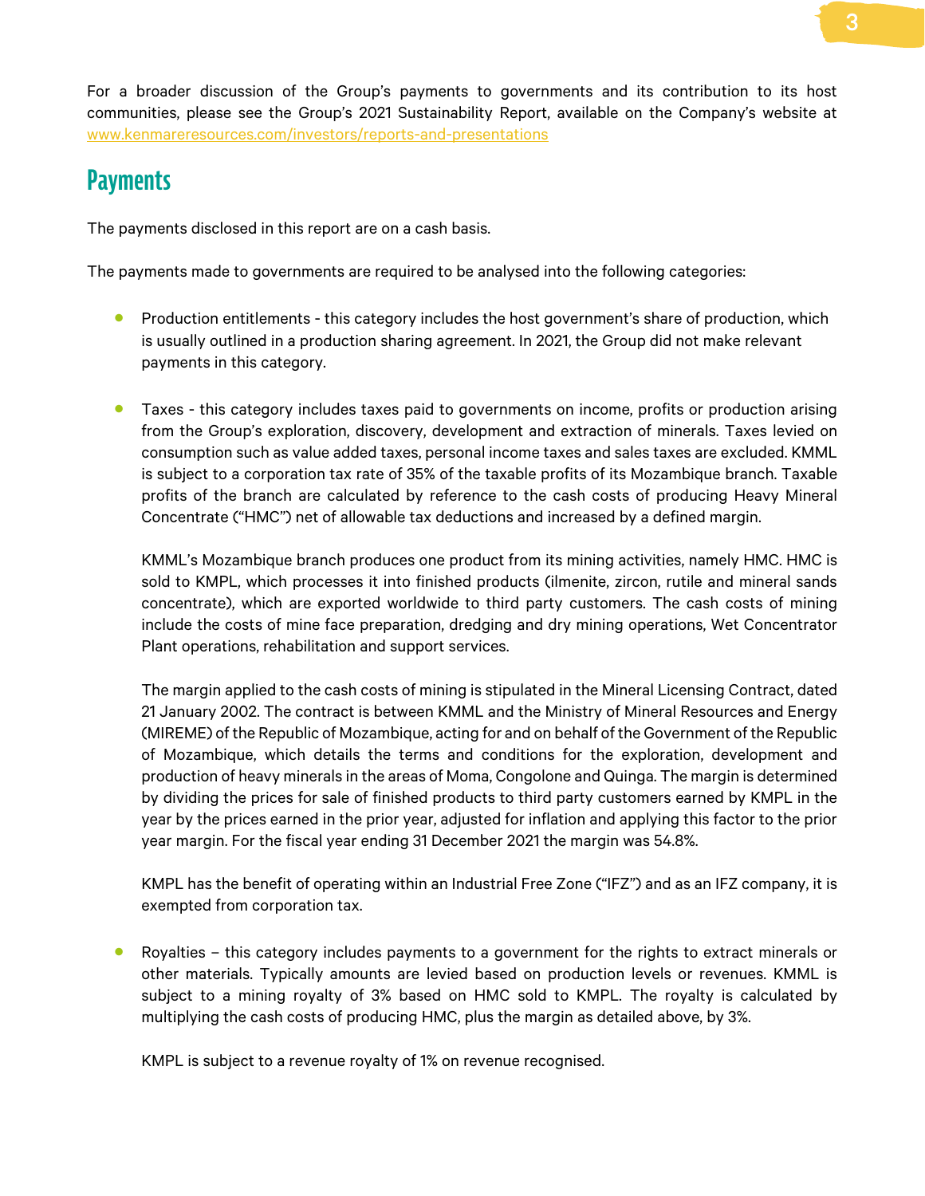For a broader discussion of the Group's payments to governments and its contribution to its host communities, please see the Group's 2021 Sustainability Report, available on the Company's website at www.kenmareresources.com/investors/reports-and-presentations

## Payments

The payments disclosed in this report are on a cash basis.

The payments made to governments are required to be analysed into the following categories:

- Production entitlements - this category includes the host government's share of production, which is usually outlined in a production sharing agreement. In 2021, the Group did not make relevant payments in this category.

- Taxes - this category includes taxes paid to governments on income, profits or production arising from the Group's exploration, discovery, development and extraction of minerals. Taxes levied on consumption such as value added taxes, personal income taxes and sales taxes are excluded. KMML is subject to a corporation tax rate of 35% of the taxable profits of its Mozambique branch. Taxable profits of the branch are calculated by reference to the cash costs of producing Heavy Mineral Concentrate ("HMC") net of allowable tax deductions and increased by a defined margin.

  KMML's Mozambique branch produces one product from its mining activities, namely HMC. HMC is sold to KMPL, which processes it into finished products (ilmenite, zircon, rutile and mineral sands concentrate), which are exported worldwide to third party customers. The cash costs of mining include the costs of mine face preparation, dredging and dry mining operations, Wet Concentrator Plant operations, rehabilitation and support services.

  The margin applied to the cash costs of mining is stipulated in the Mineral Licensing Contract, dated 21 January 2002. The contract is between KMML and the Ministry of Mineral Resources and Energy (MIREME) of the Republic of Mozambique, acting for and on behalf of the Government of the Republic of Mozambique, which details the terms and conditions for the exploration, development and production of heavy minerals in the areas of Moma, Congolone and Quinga. The margin is determined by dividing the prices for sale of finished products to third party customers earned by KMPL in the year by the prices earned in the prior year, adjusted for inflation and applying this factor to the prior year margin. For the fiscal year ending 31 December 2021 the margin was 54.8%.

  KMPL has the benefit of operating within an Industrial Free Zone ("IFZ") and as an IFZ company, it is exempted from corporation tax.

- Royalties – this category includes payments to a government for the rights to extract minerals or other materials. Typically amounts are levied based on production levels or revenues. KMML is subject to a mining royalty of 3% based on HMC sold to KMPL. The royalty is calculated by multiplying the cash costs of producing HMC, plus the margin as detailed above, by 3%.

  KMPL is subject to a revenue royalty of 1% on revenue recognised.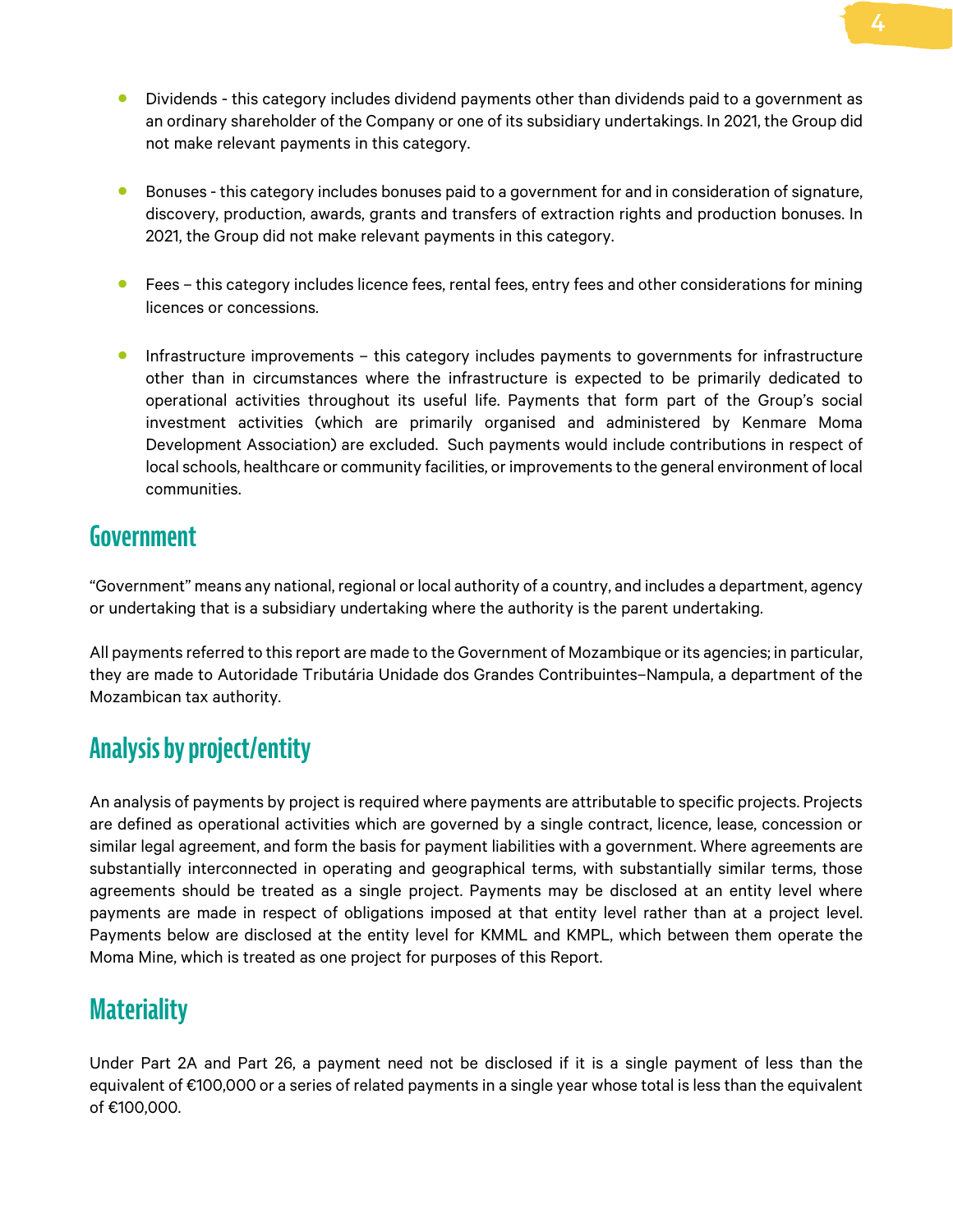- Dividends - this category includes dividend payments other than dividends paid to a government as an ordinary shareholder of the Company or one of its subsidiary undertakings. In 2021, the Group did not make relevant payments in this category.

- Bonuses - this category includes bonuses paid to a government for and in consideration of signature, discovery, production, awards, grants and transfers of extraction rights and production bonuses. In 2021, the Group did not make relevant payments in this category.

- Fees – this category includes licence fees, rental fees, entry fees and other considerations for mining licences or concessions.

- Infrastructure improvements – this category includes payments to governments for infrastructure other than in circumstances where the infrastructure is expected to be primarily dedicated to operational activities throughout its useful life. Payments that form part of the Group's social investment activities (which are primarily organised and administered by Kenmare Moma Development Association) are excluded. Such payments would include contributions in respect of local schools, healthcare or community facilities, or improvements to the general environment of local communities.

## Government

"Government" means any national, regional or local authority of a country, and includes a department, agency or undertaking that is a subsidiary undertaking where the authority is the parent undertaking.

All payments referred to this report are made to the Government of Mozambique or its agencies; in particular, they are made to Autoridade Tributária Unidade dos Grandes Contribuintes–Nampula, a department of the Mozambican tax authority.

## Analysis by project/entity

An analysis of payments by project is required where payments are attributable to specific projects. Projects are defined as operational activities which are governed by a single contract, licence, lease, concession or similar legal agreement, and form the basis for payment liabilities with a government. Where agreements are substantially interconnected in operating and geographical terms, with substantially similar terms, those agreements should be treated as a single project. Payments may be disclosed at an entity level where payments are made in respect of obligations imposed at that entity level rather than at a project level. Payments below are disclosed at the entity level for KMML and KMPL, which between them operate the Moma Mine, which is treated as one project for purposes of this Report.

## Materiality

Under Part 2A and Part 26, a payment need not be disclosed if it is a single payment of less than the equivalent of €100,000 or a series of related payments in a single year whose total is less than the equivalent of €100,000.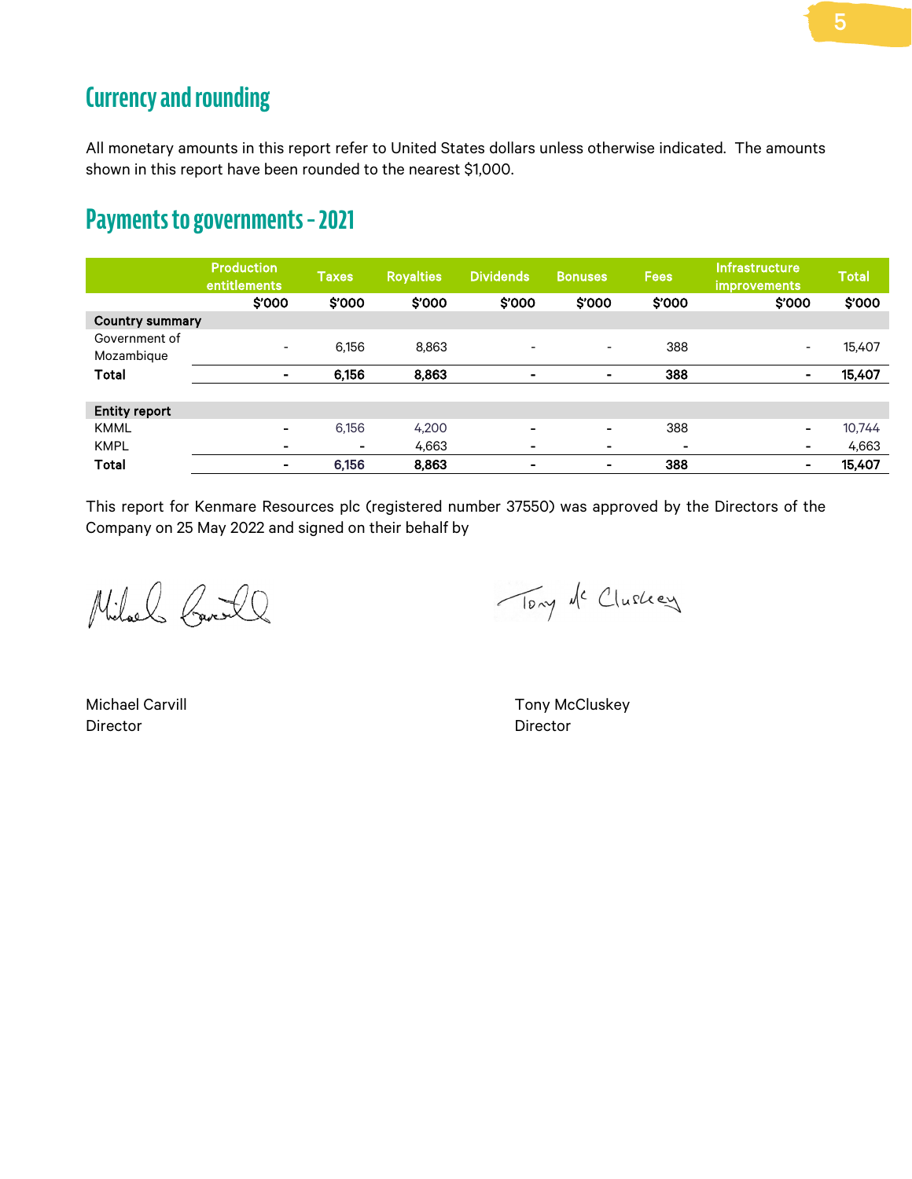## Currency and rounding

All monetary amounts in this report refer to United States dollars unless otherwise indicated. The amounts shown in this report have been rounded to the nearest $1,000.

## Payments to governments - 2021

| | Production entitlements | Taxes | Royalties | Dividends | Bonuses | Fees | Infrastructure improvements | Total |
|---|---|---|---|---|---|---|---|---|
| | $'000 | $'000 | $'000 | $'000 | $'000 | $'000 | $'000 | $'000 |
| **Country summary** | | | | | | | | |
| Government of Mozambique | - | 6,156 | 8,863 | - | - | 388 | - | 15,407 |
| **Total** | **-** | **6,156** | **8,863** | **-** | **-** | **388** | **-** | **15,407** |
| | | | | | | | | |
| **Entity report** | | | | | | | | |
| KMML | - | 6,156 | 4,200 | - | - | 388 | - | 10,744 |
| KMPL | - | - | 4,663 | - | - | - | - | 4,663 |
| **Total** | **-** | **6,156** | **8,863** | **-** | **-** | **388** | **-** | **15,407** |

This report for Kenmare Resources plc (registered number 37550) was approved by the Directors of the Company on 25 May 2022 and signed on their behalf by

Michael Carvill
Director

Tony McCluskey
Director